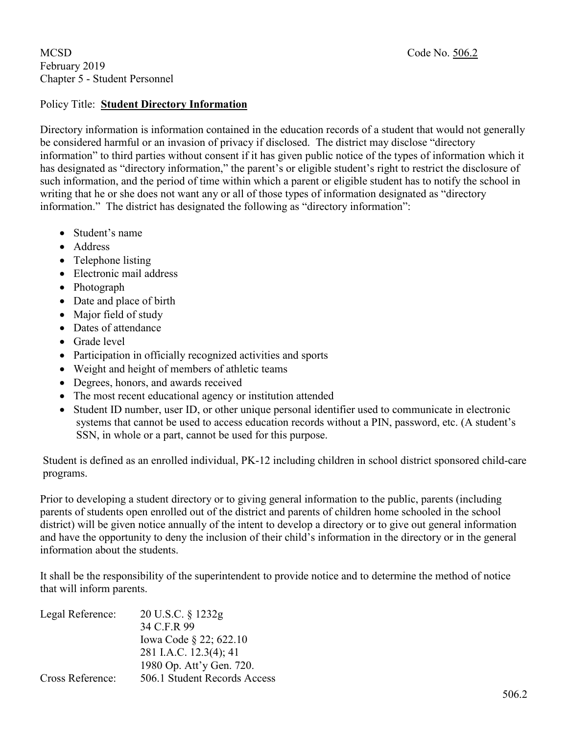MCSD Code No. 506.2
February 2019
Chapter 5 - Student Personnel

Policy Title: **Student Directory Information**

Directory information is information contained in the education records of a student that would not generally be considered harmful or an invasion of privacy if disclosed. The district may disclose "directory information" to third parties without consent if it has given public notice of the types of information which it has designated as "directory information," the parent's or eligible student's right to restrict the disclosure of such information, and the period of time within which a parent or eligible student has to notify the school in writing that he or she does not want any or all of those types of information designated as "directory information." The district has designated the following as "directory information":

- Student's name
- Address
- Telephone listing
- Electronic mail address
- Photograph
- Date and place of birth
- Major field of study
- Dates of attendance
- Grade level
- Participation in officially recognized activities and sports
- Weight and height of members of athletic teams
- Degrees, honors, and awards received
- The most recent educational agency or institution attended
- Student ID number, user ID, or other unique personal identifier used to communicate in electronic systems that cannot be used to access education records without a PIN, password, etc. (A student's SSN, in whole or a part, cannot be used for this purpose.

Student is defined as an enrolled individual, PK-12 including children in school district sponsored child-care programs.

Prior to developing a student directory or to giving general information to the public, parents (including parents of students open enrolled out of the district and parents of children home schooled in the school district) will be given notice annually of the intent to develop a directory or to give out general information and have the opportunity to deny the inclusion of their child's information in the directory or in the general information about the students.

It shall be the responsibility of the superintendent to provide notice and to determine the method of notice that will inform parents.

Legal Reference: 20 U.S.C. § 1232g
34 C.F.R 99
Iowa Code § 22; 622.10
281 I.A.C. 12.3(4); 41
1980 Op. Att'y Gen. 720.

Cross Reference: 506.1 Student Records Access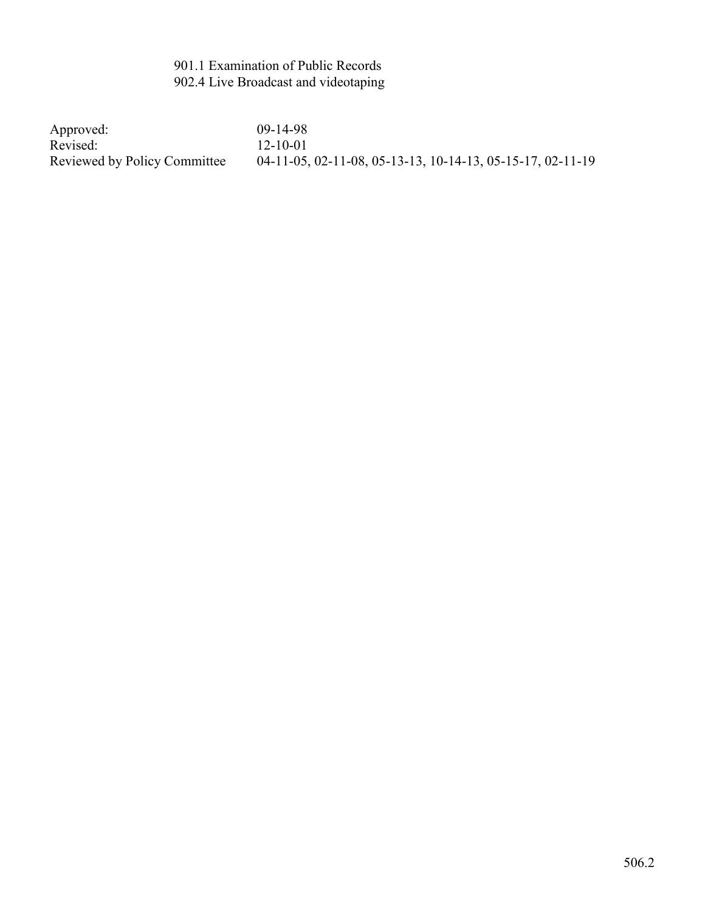901.1 Examination of Public Records
902.4 Live Broadcast and videotaping

| | |
|---|---|
| Approved: | 09-14-98 |
| Revised: | 12-10-01 |
| Reviewed by Policy Committee | 04-11-05, 02-11-08, 05-13-13, 10-14-13, 05-15-17, 02-11-19 |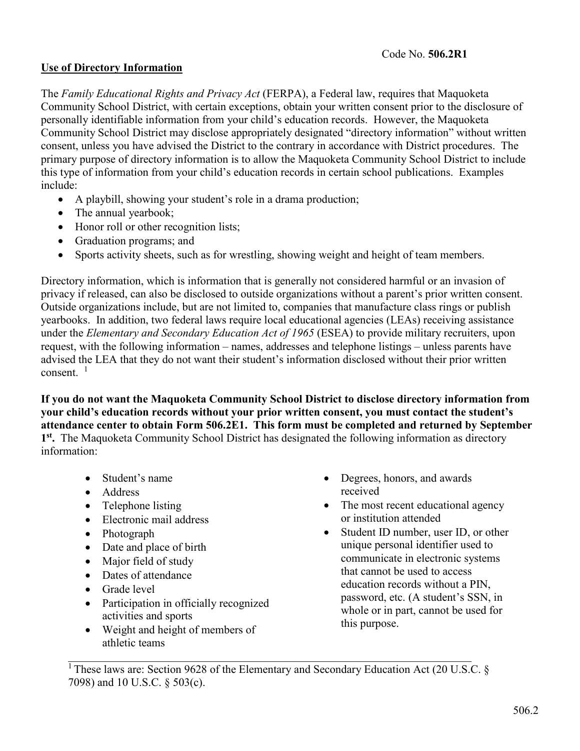Code No. **506.2R1**

## Use of Directory Information

The *Family Educational Rights and Privacy Act* (FERPA), a Federal law, requires that Maquoketa Community School District, with certain exceptions, obtain your written consent prior to the disclosure of personally identifiable information from your child's education records. However, the Maquoketa Community School District may disclose appropriately designated "directory information" without written consent, unless you have advised the District to the contrary in accordance with District procedures. The primary purpose of directory information is to allow the Maquoketa Community School District to include this type of information from your child's education records in certain school publications. Examples include:

- A playbill, showing your student's role in a drama production;
- The annual yearbook;
- Honor roll or other recognition lists;
- Graduation programs; and
- Sports activity sheets, such as for wrestling, showing weight and height of team members.

Directory information, which is information that is generally not considered harmful or an invasion of privacy if released, can also be disclosed to outside organizations without a parent's prior written consent. Outside organizations include, but are not limited to, companies that manufacture class rings or publish yearbooks. In addition, two federal laws require local educational agencies (LEAs) receiving assistance under the *Elementary and Secondary Education Act of 1965* (ESEA) to provide military recruiters, upon request, with the following information – names, addresses and telephone listings – unless parents have advised the LEA that they do not want their student's information disclosed without their prior written consent. [1]

**If you do not want the Maquoketa Community School District to disclose directory information from your child's education records without your prior written consent, you must contact the student's attendance center to obtain Form 506.2E1. This form must be completed and returned by September 1st.** The Maquoketa Community School District has designated the following information as directory information:

- Student's name
- Address
- Telephone listing
- Electronic mail address
- Photograph
- Date and place of birth
- Major field of study
- Dates of attendance
- Grade level
- Participation in officially recognized activities and sports
- Weight and height of members of athletic teams
- Degrees, honors, and awards received
- The most recent educational agency or institution attended
- Student ID number, user ID, or other unique personal identifier used to communicate in electronic systems that cannot be used to access education records without a PIN, password, etc. (A student's SSN, in whole or in part, cannot be used for this purpose.

[1] These laws are: Section 9628 of the Elementary and Secondary Education Act (20 U.S.C. § 7098) and 10 U.S.C. § 503(c).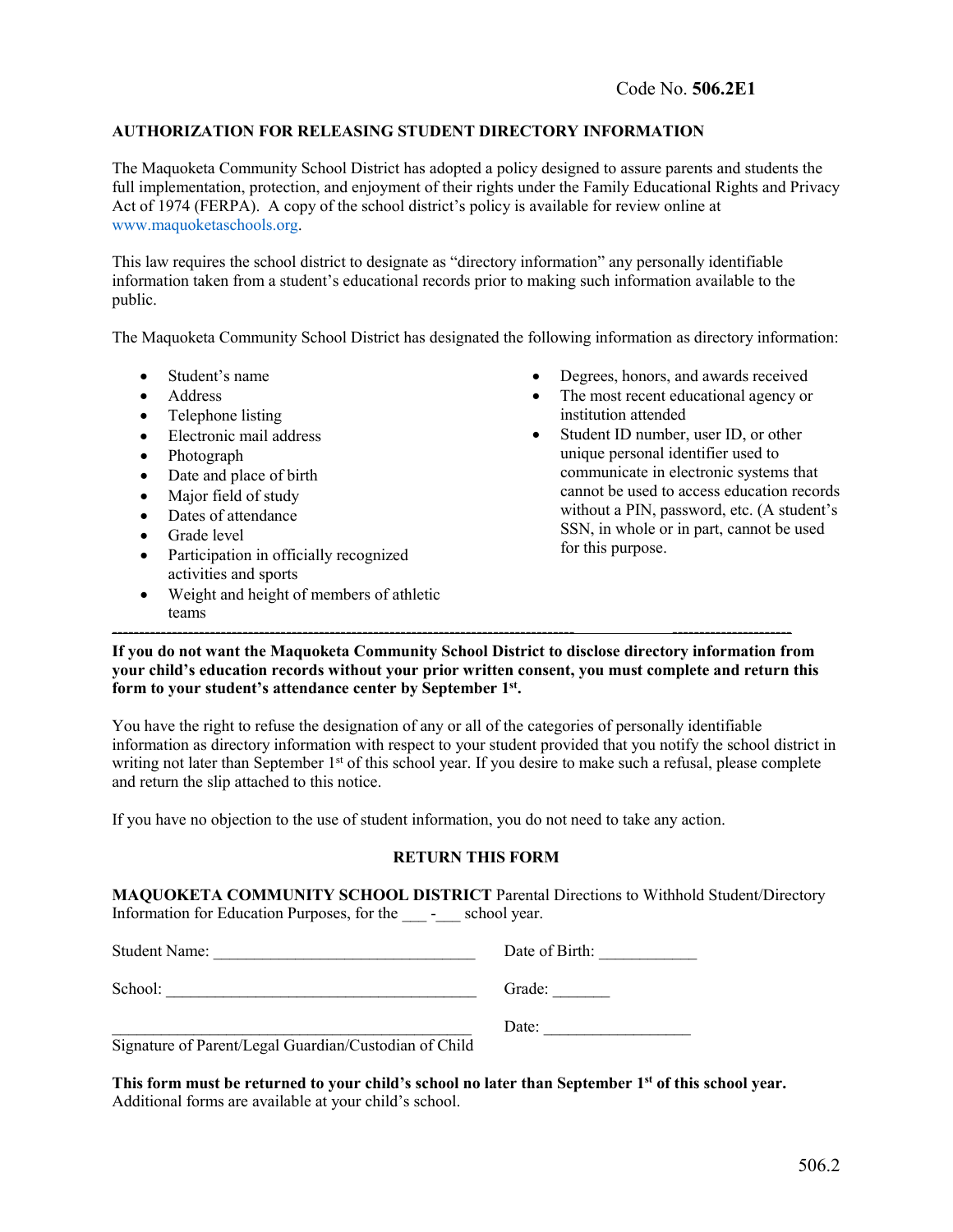Code No. **506.2E1**

## AUTHORIZATION FOR RELEASING STUDENT DIRECTORY INFORMATION

The Maquoketa Community School District has adopted a policy designed to assure parents and students the full implementation, protection, and enjoyment of their rights under the Family Educational Rights and Privacy Act of 1974 (FERPA). A copy of the school district's policy is available for review online at www.maquoketaschools.org.

This law requires the school district to designate as "directory information" any personally identifiable information taken from a student's educational records prior to making such information available to the public.

The Maquoketa Community School District has designated the following information as directory information:

- Student's name
- Address
- Telephone listing
- Electronic mail address
- Photograph
- Date and place of birth
- Major field of study
- Dates of attendance
- Grade level
- Participation in officially recognized activities and sports
- Weight and height of members of athletic teams
- Degrees, honors, and awards received
- The most recent educational agency or institution attended
- Student ID number, user ID, or other unique personal identifier used to communicate in electronic systems that cannot be used to access education records without a PIN, password, etc. (A student's SSN, in whole or in part, cannot be used for this purpose.

---

**If you do not want the Maquoketa Community School District to disclose directory information from your child's education records without your prior written consent, you must complete and return this form to your student's attendance center by September 1st.**

You have the right to refuse the designation of any or all of the categories of personally identifiable information as directory information with respect to your student provided that you notify the school district in writing not later than September 1st of this school year. If you desire to make such a refusal, please complete and return the slip attached to this notice.

If you have no objection to the use of student information, you do not need to take any action.

**RETURN THIS FORM**

**MAQUOKETA COMMUNITY SCHOOL DISTRICT** Parental Directions to Withhold Student/Directory Information for Education Purposes, for the ___ -___ school year.

Student Name: ________________________________ Date of Birth: ____________

School: ______________________________________ Grade: _______

______________________________________________ Date: __________________

Signature of Parent/Legal Guardian/Custodian of Child

**This form must be returned to your child's school no later than September 1st of this school year.** Additional forms are available at your child's school.